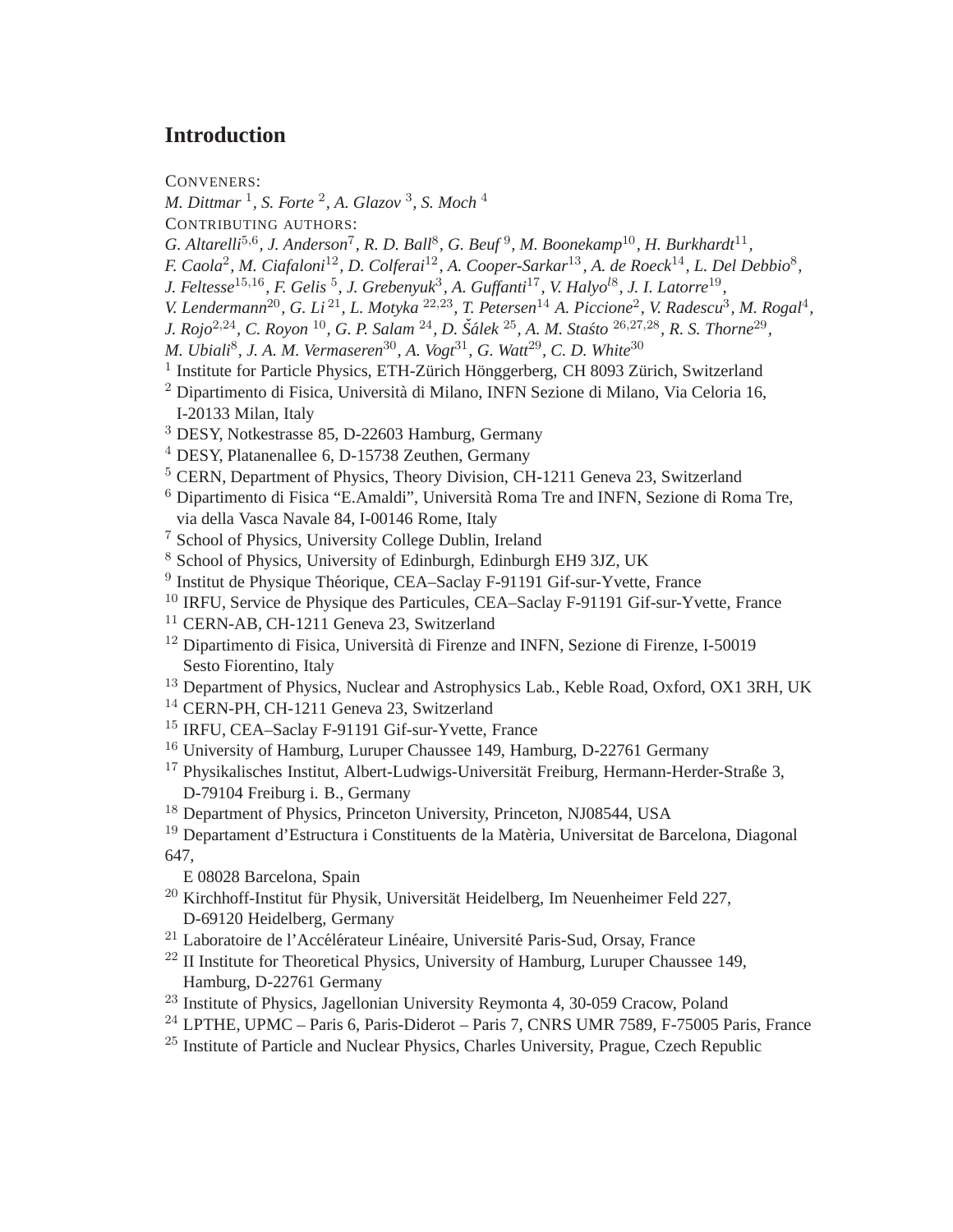# Introduction

CONVENERS:

*M. Dittmar* [1], *S. Forte* [2], *A. Glazov* [3], *S. Moch* [4]

CONTRIBUTING AUTHORS:

*G. Altarelli*[5,6], *J. Anderson*[7], *R. D. Ball*[8], *G. Beuf* [9], *M. Boonekamp*[10], *H. Burkhardt*[11], *F. Caola*[2], *M. Ciafaloni*[12], *D. Colferai*[12], *A. Cooper-Sarkar*[13], *A. de Roeck*[14], *L. Del Debbio*[8], *J. Feltesse*[15,16], *F. Gelis* [5], *J. Grebenyuk*[3], *A. Guffanti*[17], *V. Halyo*[l8], *J. I. Latorre*[19], *V. Lendermann*[20], *G. Li* [21], *L. Motyka* [22,23], *T. Petersen*[14] *A. Piccione*[2], *V. Radescu*[3], *M. Rogal*[4], *J. Rojo*[2,24], *C. Royon* [10], *G. P. Salam* [24], *D. Šálek* [25], *A. M. Staśto* [26,27,28], *R. S. Thorne*[29], *M. Ubiali*[8], *J. A. M. Vermaseren*[30], *A. Vogt*[31], *G. Watt*[29], *C. D. White*[30]

[1] Institute for Particle Physics, ETH-Zürich Hönggerberg, CH 8093 Zürich, Switzerland

[2] Dipartimento di Fisica, Università di Milano, INFN Sezione di Milano, Via Celoria 16, I-20133 Milan, Italy

[3] DESY, Notkestrasse 85, D-22603 Hamburg, Germany

[4] DESY, Platanenallee 6, D-15738 Zeuthen, Germany

[5] CERN, Department of Physics, Theory Division, CH-1211 Geneva 23, Switzerland

[6] Dipartimento di Fisica "E.Amaldi", Università Roma Tre and INFN, Sezione di Roma Tre, via della Vasca Navale 84, I-00146 Rome, Italy

[7] School of Physics, University College Dublin, Ireland

[8] School of Physics, University of Edinburgh, Edinburgh EH9 3JZ, UK

[9] Institut de Physique Théorique, CEA–Saclay F-91191 Gif-sur-Yvette, France

[10] IRFU, Service de Physique des Particules, CEA–Saclay F-91191 Gif-sur-Yvette, France

[11] CERN-AB, CH-1211 Geneva 23, Switzerland

[12] Dipartimento di Fisica, Università di Firenze and INFN, Sezione di Firenze, I-50019 Sesto Fiorentino, Italy

[13] Department of Physics, Nuclear and Astrophysics Lab., Keble Road, Oxford, OX1 3RH, UK

[14] CERN-PH, CH-1211 Geneva 23, Switzerland

[15] IRFU, CEA–Saclay F-91191 Gif-sur-Yvette, France

[16] University of Hamburg, Luruper Chaussee 149, Hamburg, D-22761 Germany

[17] Physikalisches Institut, Albert-Ludwigs-Universität Freiburg, Hermann-Herder-Straße 3, D-79104 Freiburg i. B., Germany

[18] Department of Physics, Princeton University, Princeton, NJ08544, USA

[19] Departament d'Estructura i Constituents de la Matèria, Universitat de Barcelona, Diagonal 647, E 08028 Barcelona, Spain

[20] Kirchhoff-Institut für Physik, Universität Heidelberg, Im Neuenheimer Feld 227, D-69120 Heidelberg, Germany

[21] Laboratoire de l'Accélérateur Linéaire, Université Paris-Sud, Orsay, France

[22] II Institute for Theoretical Physics, University of Hamburg, Luruper Chaussee 149, Hamburg, D-22761 Germany

[23] Institute of Physics, Jagellonian University Reymonta 4, 30-059 Cracow, Poland

[24] LPTHE, UPMC – Paris 6, Paris-Diderot – Paris 7, CNRS UMR 7589, F-75005 Paris, France

[25] Institute of Particle and Nuclear Physics, Charles University, Prague, Czech Republic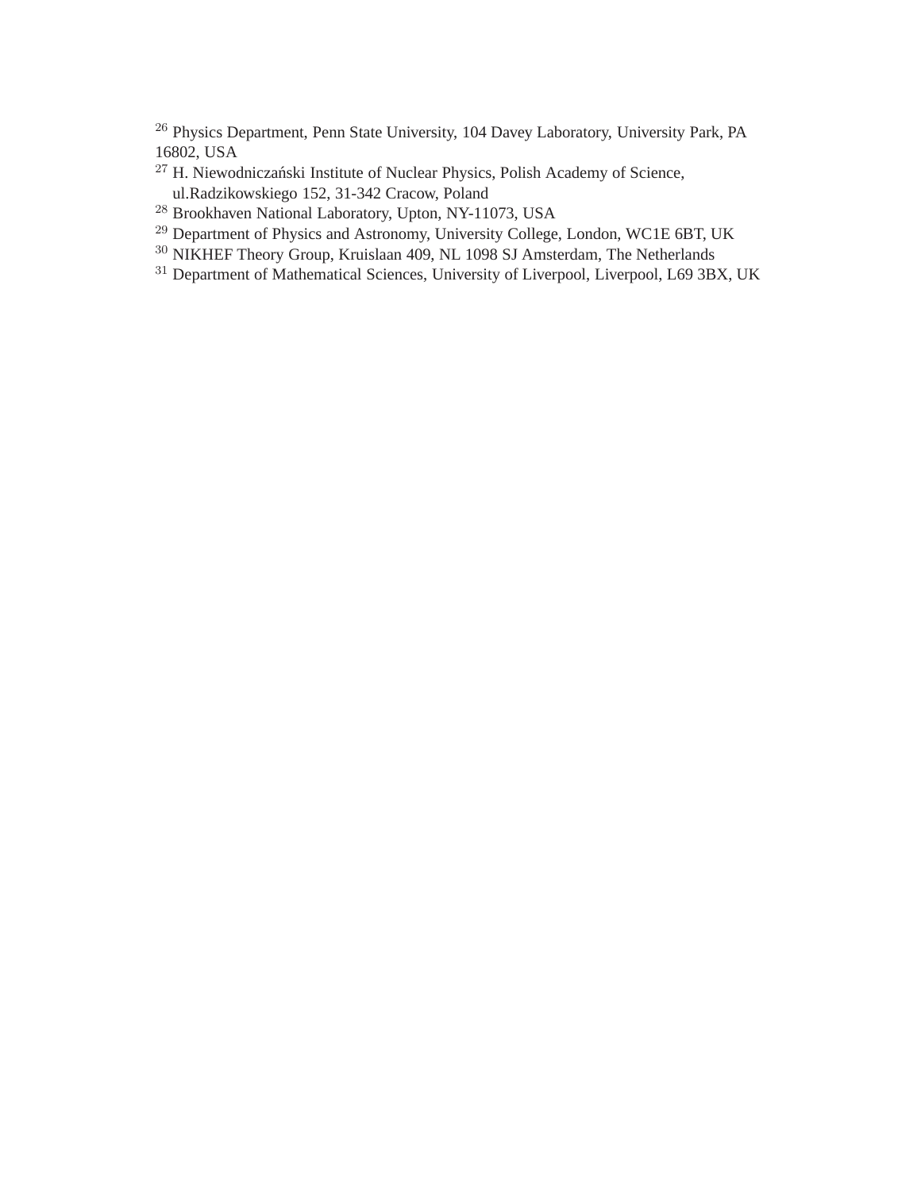[26] Physics Department, Penn State University, 104 Davey Laboratory, University Park, PA 16802, USA
[27] H. Niewodniczański Institute of Nuclear Physics, Polish Academy of Science, ul.Radzikowskiego 152, 31-342 Cracow, Poland
[28] Brookhaven National Laboratory, Upton, NY-11073, USA
[29] Department of Physics and Astronomy, University College, London, WC1E 6BT, UK
[30] NIKHEF Theory Group, Kruislaan 409, NL 1098 SJ Amsterdam, The Netherlands
[31] Department of Mathematical Sciences, University of Liverpool, Liverpool, L69 3BX, UK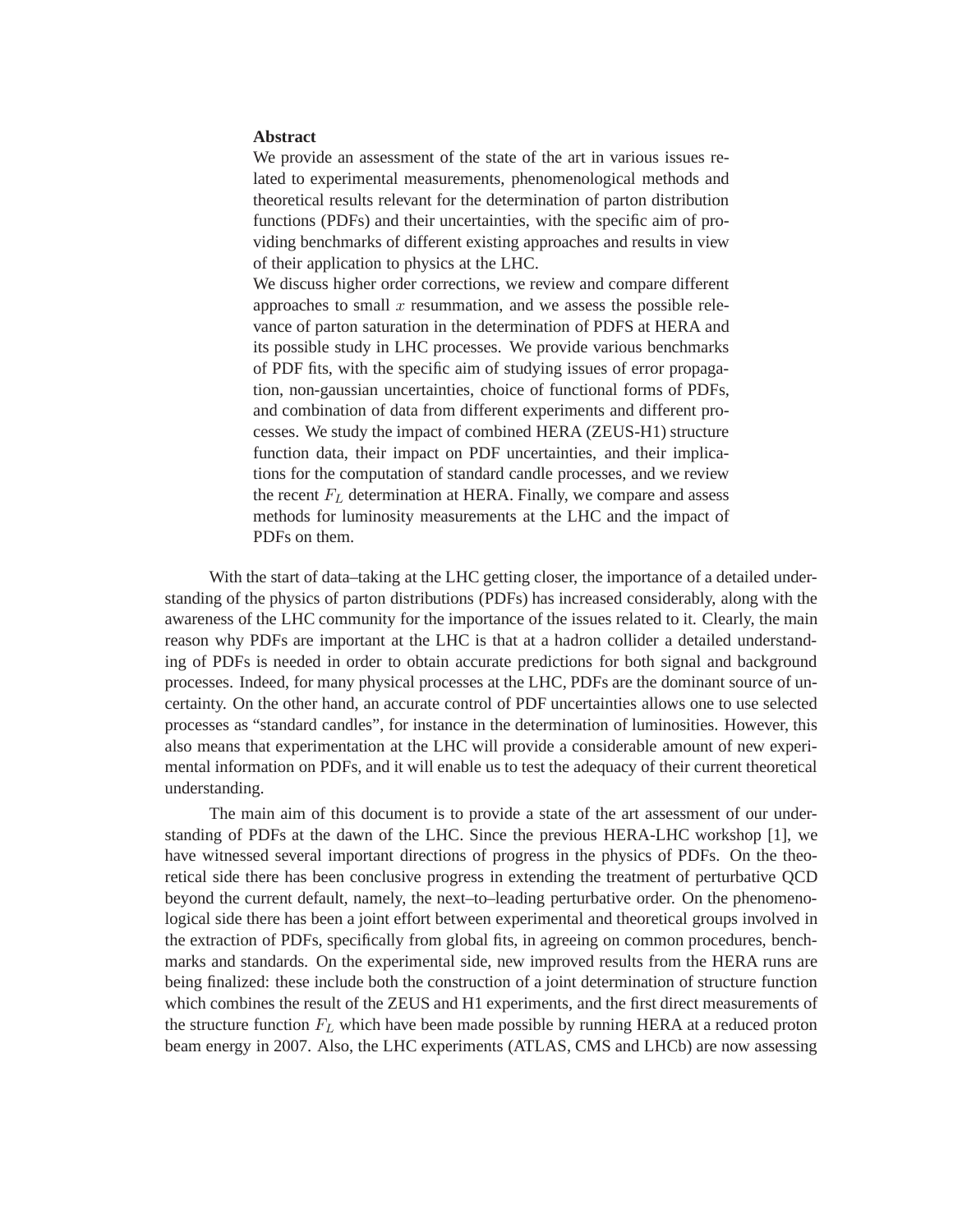**Abstract**

We provide an assessment of the state of the art in various issues related to experimental measurements, phenomenological methods and theoretical results relevant for the determination of parton distribution functions (PDFs) and their uncertainties, with the specific aim of providing benchmarks of different existing approaches and results in view of their application to physics at the LHC.

We discuss higher order corrections, we review and compare different approaches to small $x$ resummation, and we assess the possible relevance of parton saturation in the determination of PDFS at HERA and its possible study in LHC processes. We provide various benchmarks of PDF fits, with the specific aim of studying issues of error propagation, non-gaussian uncertainties, choice of functional forms of PDFs, and combination of data from different experiments and different processes. We study the impact of combined HERA (ZEUS-H1) structure function data, their impact on PDF uncertainties, and their implications for the computation of standard candle processes, and we review the recent $F_L$ determination at HERA. Finally, we compare and assess methods for luminosity measurements at the LHC and the impact of PDFs on them.

With the start of data–taking at the LHC getting closer, the importance of a detailed understanding of the physics of parton distributions (PDFs) has increased considerably, along with the awareness of the LHC community for the importance of the issues related to it. Clearly, the main reason why PDFs are important at the LHC is that at a hadron collider a detailed understanding of PDFs is needed in order to obtain accurate predictions for both signal and background processes. Indeed, for many physical processes at the LHC, PDFs are the dominant source of uncertainty. On the other hand, an accurate control of PDF uncertainties allows one to use selected processes as "standard candles", for instance in the determination of luminosities. However, this also means that experimentation at the LHC will provide a considerable amount of new experimental information on PDFs, and it will enable us to test the adequacy of their current theoretical understanding.

The main aim of this document is to provide a state of the art assessment of our understanding of PDFs at the dawn of the LHC. Since the previous HERA-LHC workshop [1], we have witnessed several important directions of progress in the physics of PDFs. On the theoretical side there has been conclusive progress in extending the treatment of perturbative QCD beyond the current default, namely, the next–to–leading perturbative order. On the phenomenological side there has been a joint effort between experimental and theoretical groups involved in the extraction of PDFs, specifically from global fits, in agreeing on common procedures, benchmarks and standards. On the experimental side, new improved results from the HERA runs are being finalized: these include both the construction of a joint determination of structure function which combines the result of the ZEUS and H1 experiments, and the first direct measurements of the structure function $F_L$ which have been made possible by running HERA at a reduced proton beam energy in 2007. Also, the LHC experiments (ATLAS, CMS and LHCb) are now assessing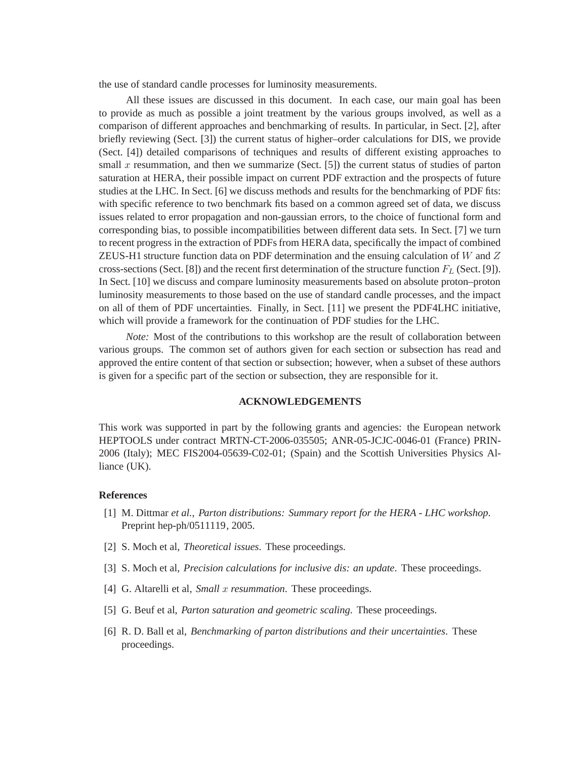the use of standard candle processes for luminosity measurements.

All these issues are discussed in this document. In each case, our main goal has been to provide as much as possible a joint treatment by the various groups involved, as well as a comparison of different approaches and benchmarking of results. In particular, in Sect. [2], after briefly reviewing (Sect. [3]) the current status of higher–order calculations for DIS, we provide (Sect. [4]) detailed comparisons of techniques and results of different existing approaches to small $x$ resummation, and then we summarize (Sect. [5]) the current status of studies of parton saturation at HERA, their possible impact on current PDF extraction and the prospects of future studies at the LHC. In Sect. [6] we discuss methods and results for the benchmarking of PDF fits: with specific reference to two benchmark fits based on a common agreed set of data, we discuss issues related to error propagation and non-gaussian errors, to the choice of functional form and corresponding bias, to possible incompatibilities between different data sets. In Sect. [7] we turn to recent progress in the extraction of PDFs from HERA data, specifically the impact of combined ZEUS-H1 structure function data on PDF determination and the ensuing calculation of $W$ and $Z$ cross-sections (Sect. [8]) and the recent first determination of the structure function $F_L$ (Sect. [9]). In Sect. [10] we discuss and compare luminosity measurements based on absolute proton–proton luminosity measurements to those based on the use of standard candle processes, and the impact on all of them of PDF uncertainties. Finally, in Sect. [11] we present the PDF4LHC initiative, which will provide a framework for the continuation of PDF studies for the LHC.

*Note:* Most of the contributions to this workshop are the result of collaboration between various groups. The common set of authors given for each section or subsection has read and approved the entire content of that section or subsection; however, when a subset of these authors is given for a specific part of the section or subsection, they are responsible for it.

## ACKNOWLEDGEMENTS

This work was supported in part by the following grants and agencies: the European network HEPTOOLS under contract MRTN-CT-2006-035505; ANR-05-JCJC-0046-01 (France) PRIN-2006 (Italy); MEC FIS2004-05639-C02-01; (Spain) and the Scottish Universities Physics Alliance (UK).

### References

[1] M. Dittmar *et al.*, *Parton distributions: Summary report for the HERA - LHC workshop*. Preprint hep-ph/0511119, 2005.

[2] S. Moch et al, *Theoretical issues*. These proceedings.

[3] S. Moch et al, *Precision calculations for inclusive dis: an update*. These proceedings.

[4] G. Altarelli et al, *Small $x$ resummation*. These proceedings.

[5] G. Beuf et al, *Parton saturation and geometric scaling*. These proceedings.

[6] R. D. Ball et al, *Benchmarking of parton distributions and their uncertainties*. These proceedings.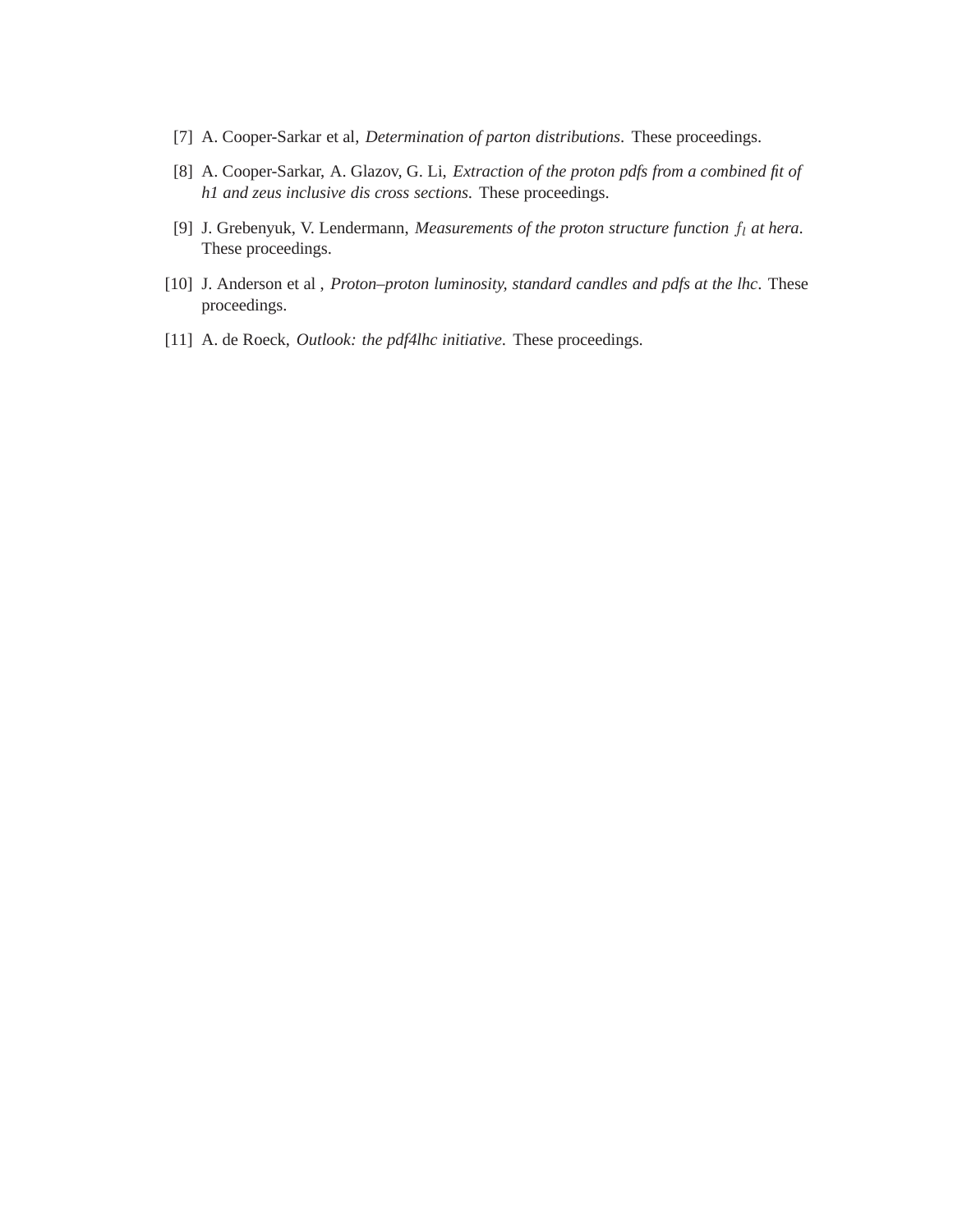[7] A. Cooper-Sarkar et al, *Determination of parton distributions*. These proceedings.

[8] A. Cooper-Sarkar, A. Glazov, G. Li, *Extraction of the proton pdfs from a combined fit of h1 and zeus inclusive dis cross sections.* These proceedings.

[9] J. Grebenyuk, V. Lendermann, *Measurements of the proton structure function $f_l$ at hera*. These proceedings.

[10] J. Anderson et al , *Proton–proton luminosity, standard candles and pdfs at the lhc*. These proceedings.

[11] A. de Roeck, *Outlook: the pdf4lhc initiative*. These proceedings.